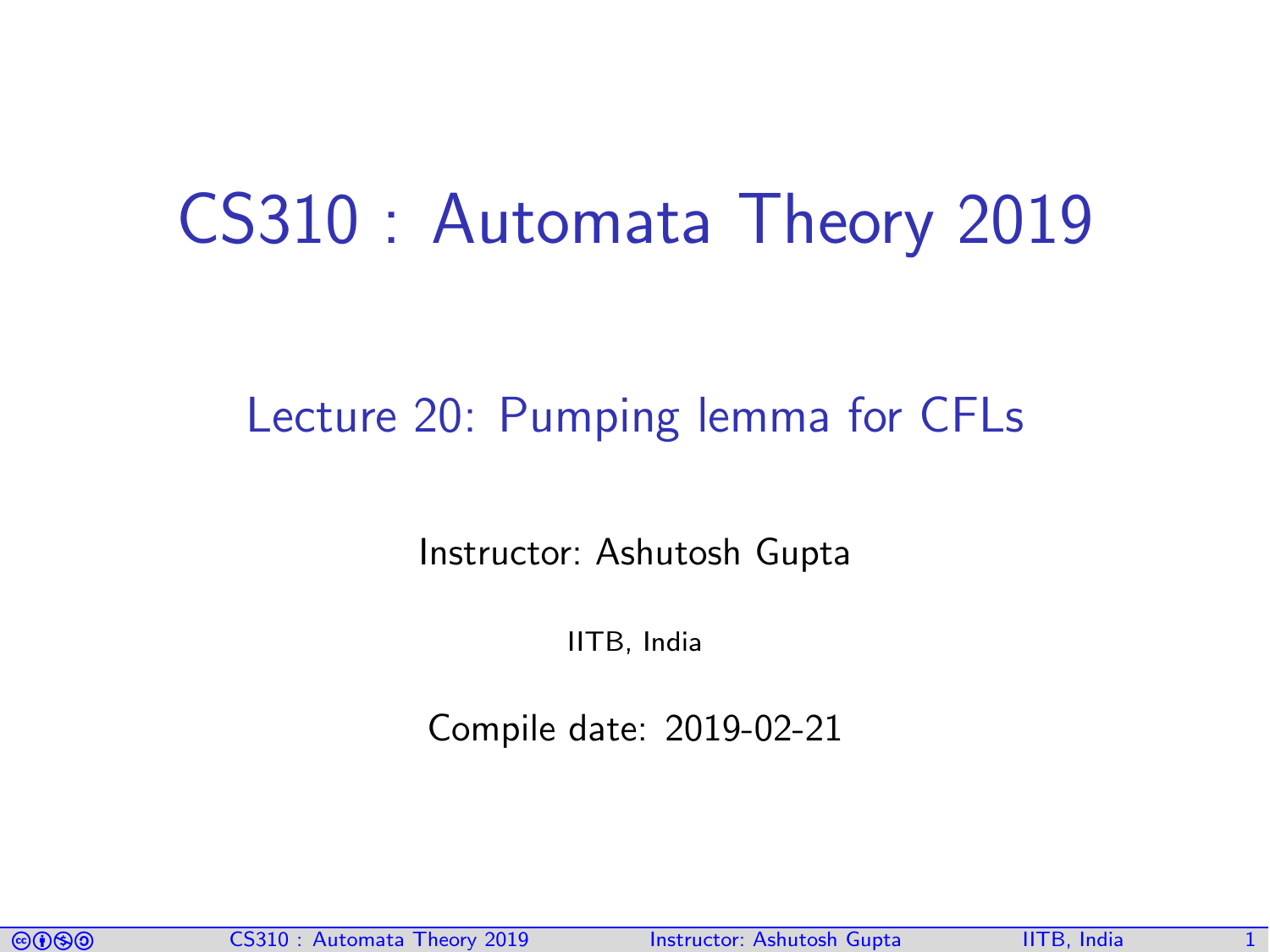# CS310 : Automata Theory 2019

## Lecture 20: Pumping lemma for CFLs

Instructor: Ashutosh Gupta

IITB, India

Compile date: 2019-02-21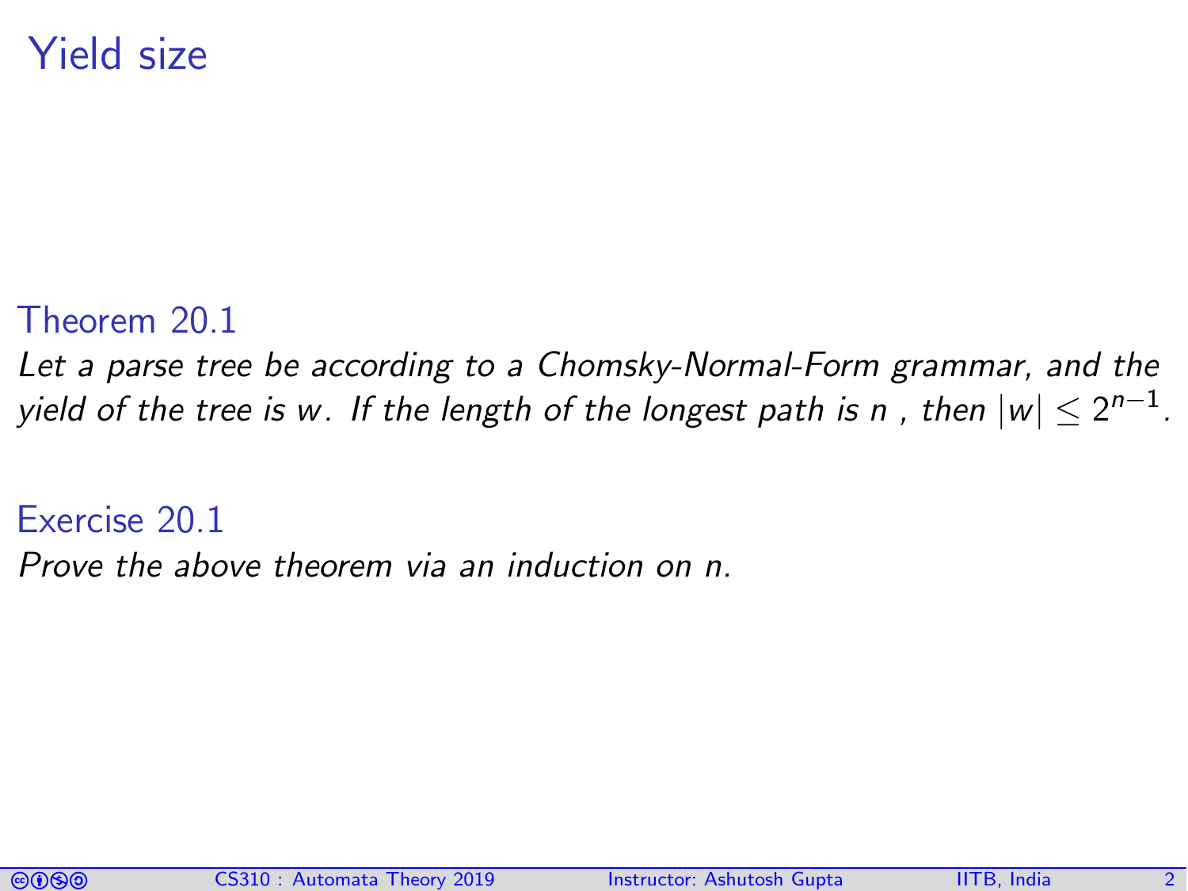# Yield size

**Theorem 20.1**

*Let a parse tree be according to a Chomsky-Normal-Form grammar, and the yield of the tree is $w$. If the length of the longest path is $n$ , then $|w| \leq 2^{n-1}$.*

**Exercise 20.1**

*Prove the above theorem via an induction on $n$.*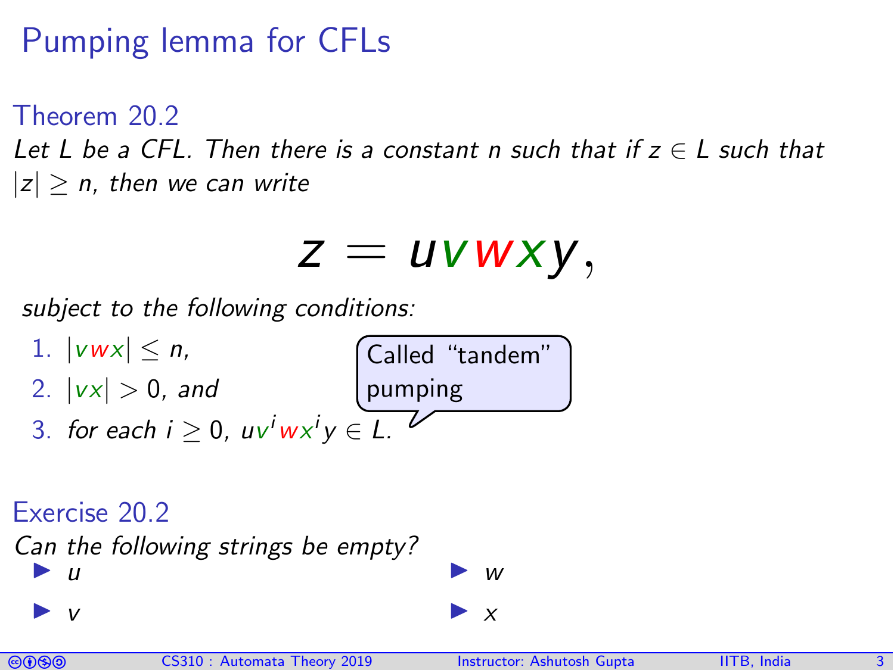# Pumping lemma for CFLs

### Theorem 20.2

*Let $L$ be a CFL. Then there is a constant $n$ such that if $z \in L$ such that $|z| \geq n$, then we can write*

$$z = uvwxy,$$

*subject to the following conditions:*

1. $|vwx| \leq n$,
2. $|vx| > 0$, *and*
3. *for each* $i \geq 0$, $uv^iwx^iy \in L$.

Called "tandem" pumping

### Exercise 20.2

*Can the following strings be empty?*

- $u$
- $v$
- $w$
- $x$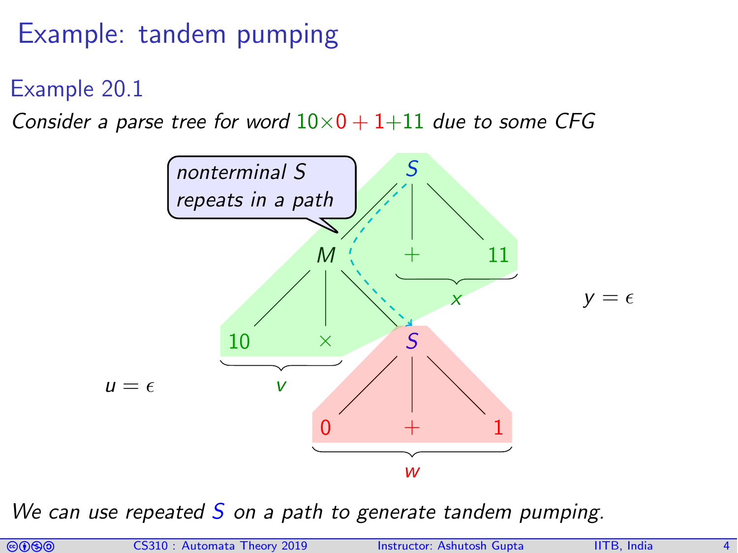# Example: tandem pumping

### Example 20.1

*Consider a parse tree for word* $10\times0+1+11$ *due to some CFG*

nonterminal $S$ repeats in a path

$u = \epsilon$

$y = \epsilon$

*We can use repeated* $S$ *on a path to generate tandem pumping.*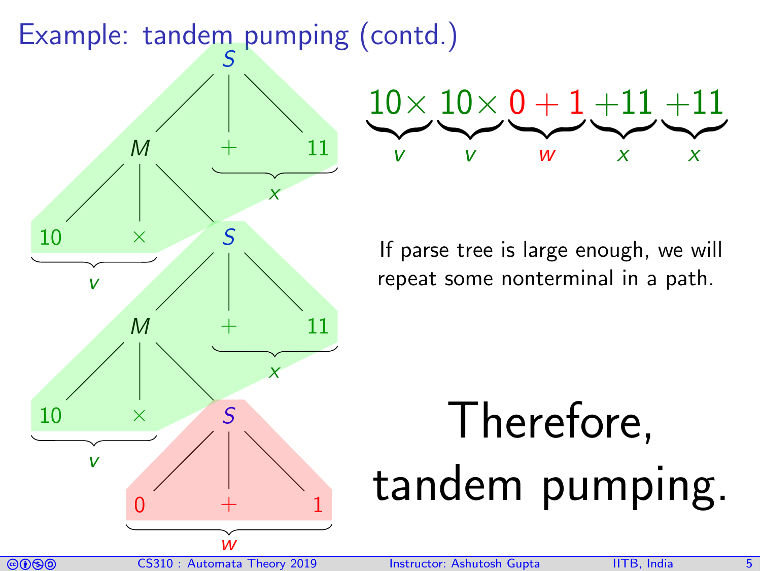# Example: tandem pumping (contd.)

$$\underbrace{10\times}_{v}\ \underbrace{10\times}_{v}\ \underbrace{0+1}_{w}\ \underbrace{+11}_{x}\ \underbrace{+11}_{x}$$

If parse tree is large enough, we will repeat some nonterminal in a path.

Therefore, tandem pumping.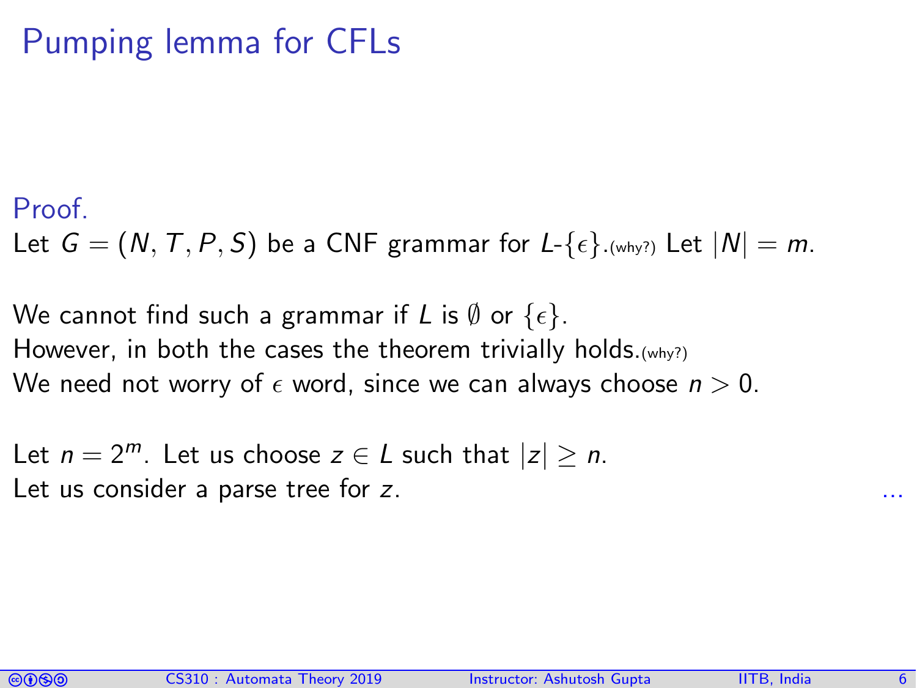# Pumping lemma for CFLs

Proof.

Let $G = (N, T, P, S)$ be a CNF grammar for $L$-$\{\epsilon\}$.(why?) Let $|N| = m$.

We cannot find such a grammar if $L$ is $\emptyset$ or $\{\epsilon\}$.
However, in both the cases the theorem trivially holds.(why?)
We need not worry of $\epsilon$ word, since we can always choose $n > 0$.

Let $n = 2^m$. Let us choose $z \in L$ such that $|z| \geq n$.
Let us consider a parse tree for $z$. ...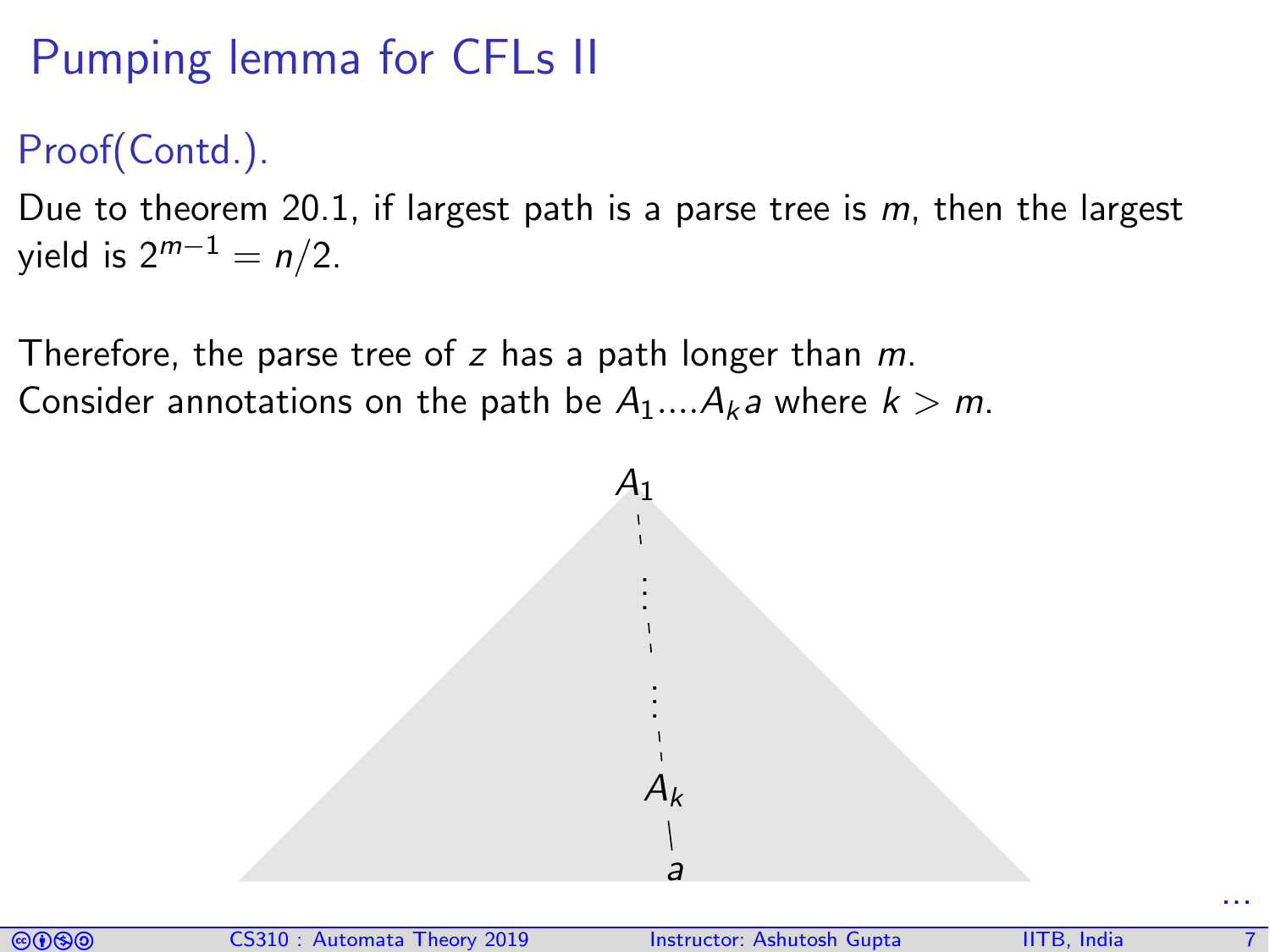# Pumping lemma for CFLs II

## Proof(Contd.).

Due to theorem 20.1, if largest path is a parse tree is $m$, then the largest yield is $2^{m-1} = n/2$.

Therefore, the parse tree of $z$ has a path longer than $m$.
Consider annotations on the path be $A_1....A_k a$ where $k > m$.

$A_1$

$\vdots$

$\vdots$

$A_k$

$a$

...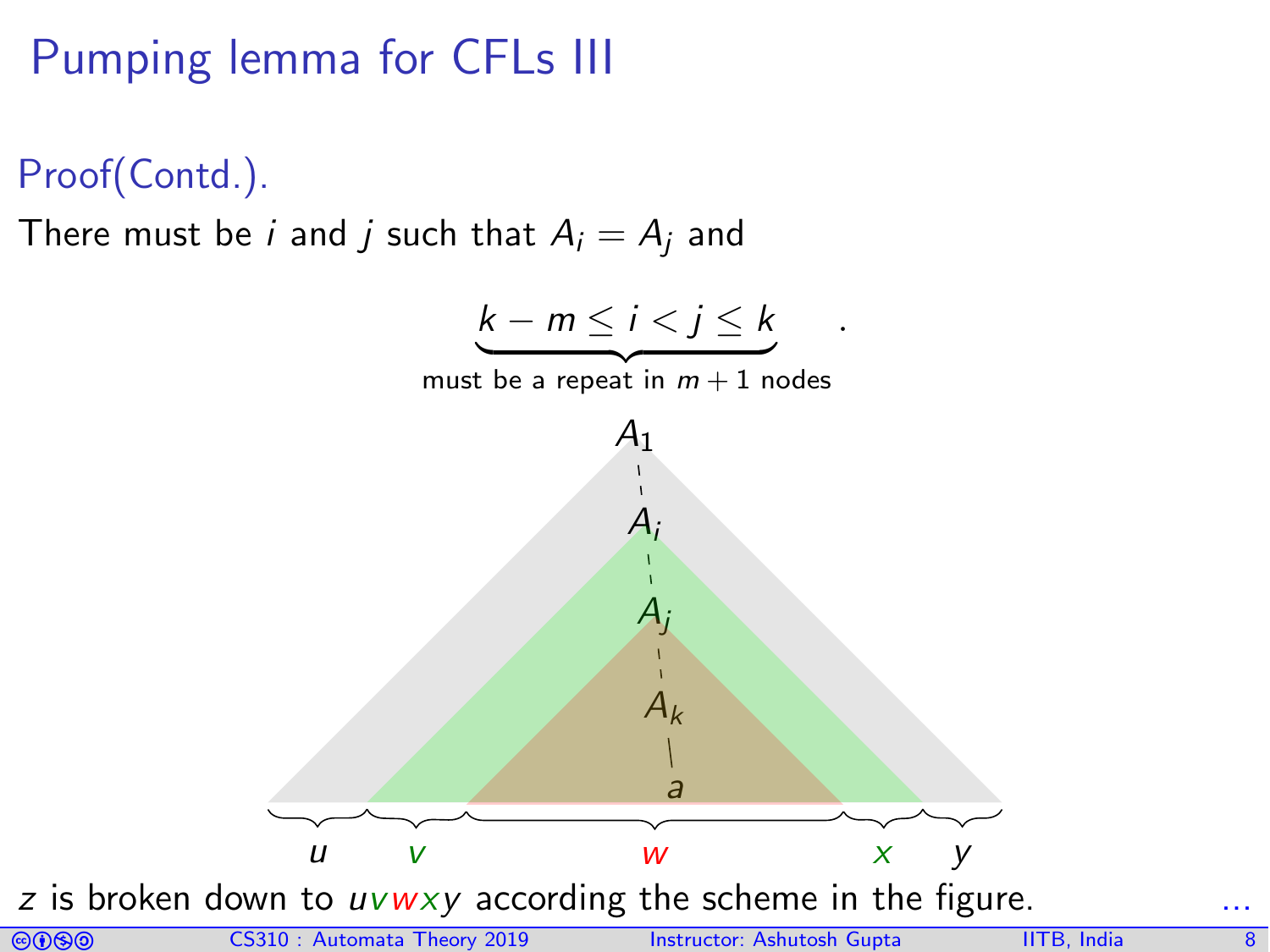# Pumping lemma for CFLs III

## Proof(Contd.).

There must be $i$ and $j$ such that $A_i = A_j$ and

$$\underbrace{k - m \leq i < j \leq k}_{\text{must be a repeat in } m+1 \text{ nodes}}.$$

$A_1$

$A_i$

$A_j$

$A_k$

$a$

$u$ $v$ $w$ $x$ $y$

$z$ is broken down to $uvwxy$ according the scheme in the figure. …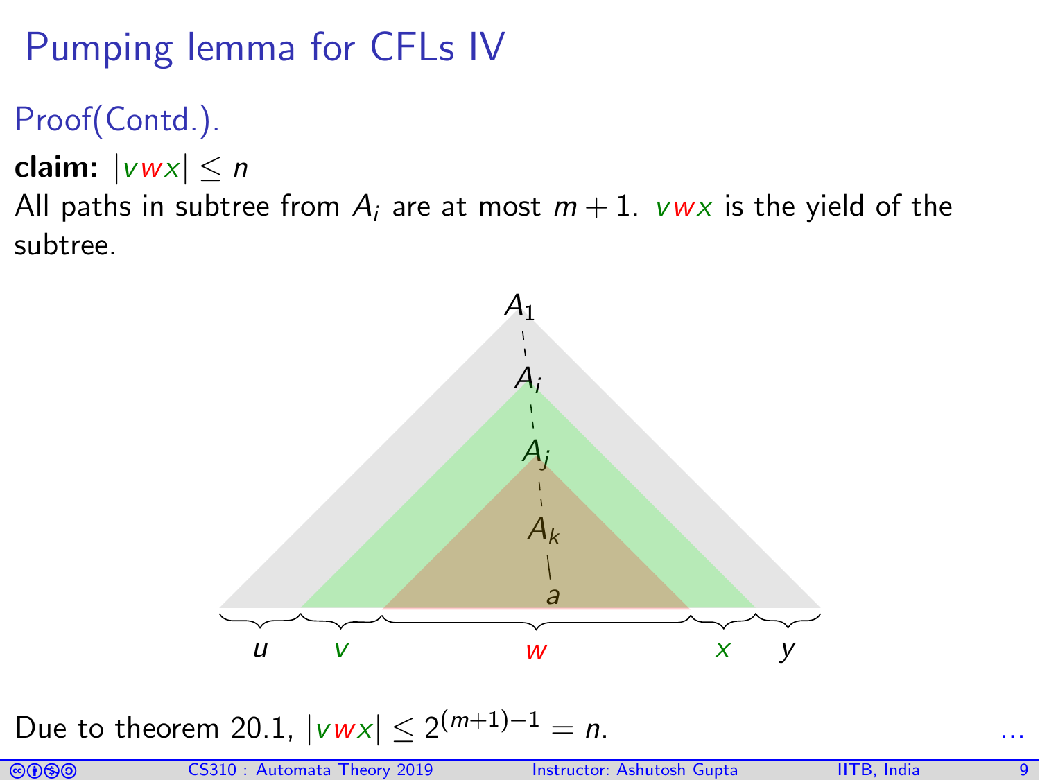# Pumping lemma for CFLs IV

## Proof(Contd.).

**claim:** $|vwx| \leq n$

All paths in subtree from $A_i$ are at most $m+1$. $vwx$ is the yield of the subtree.

Due to theorem 20.1, $|vwx| \leq 2^{(m+1)-1} = n$.

...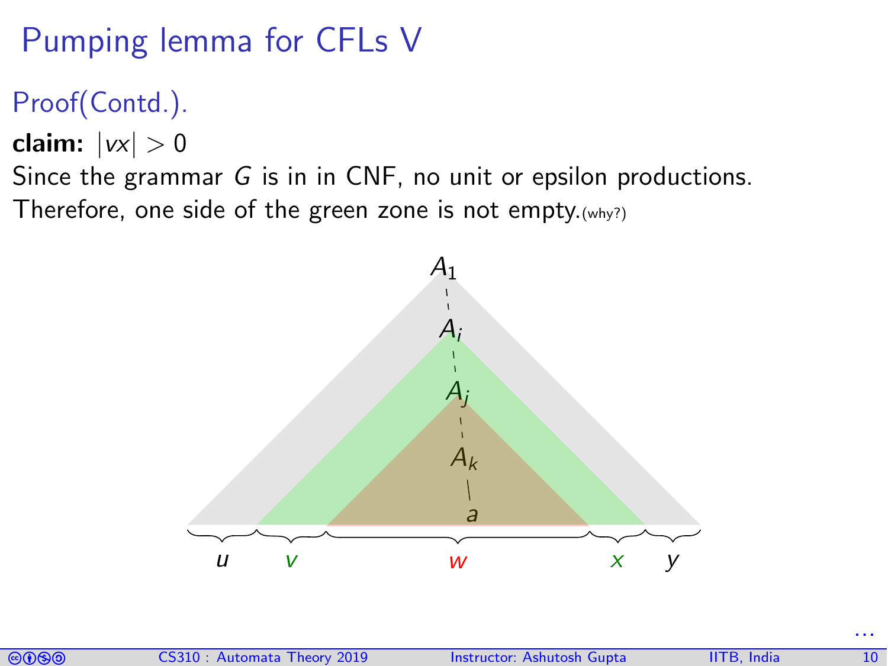# Pumping lemma for CFLs V

## Proof(Contd.).

**claim:** $|vx| > 0$

Since the grammar $G$ is in in CNF, no unit or epsilon productions.

Therefore, one side of the green zone is not empty.(why?)

$A_1$

$A_i$

$A_j$

$A_k$

$a$

$u$ $v$ $w$ $x$ $y$

...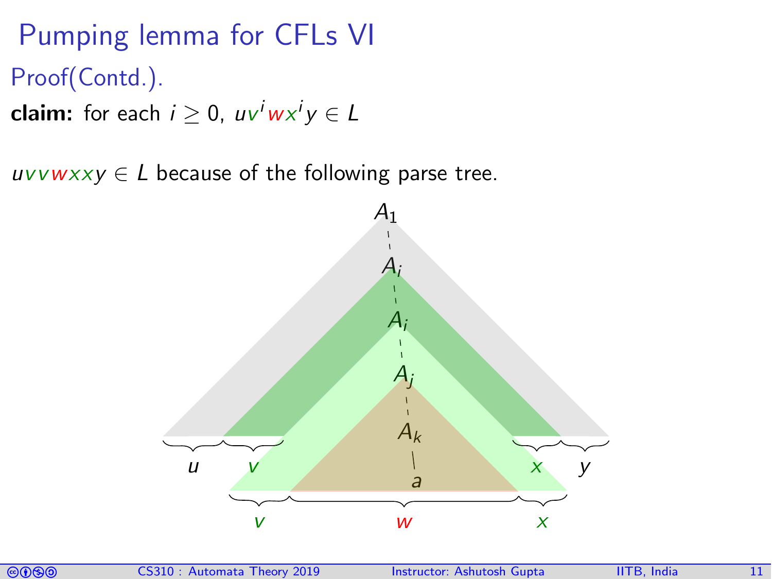# Pumping lemma for CFLs VI

## Proof(Contd.).

**claim:** for each $i \geq 0$, $uv^iwx^iy \in L$

$uvvwxxy \in L$ because of the following parse tree.

$A_1$

$A_i$

$A_i$

$A_j$

$A_k$

$a$

$u$ $v$ $x$ $y$

$v$ $w$ $x$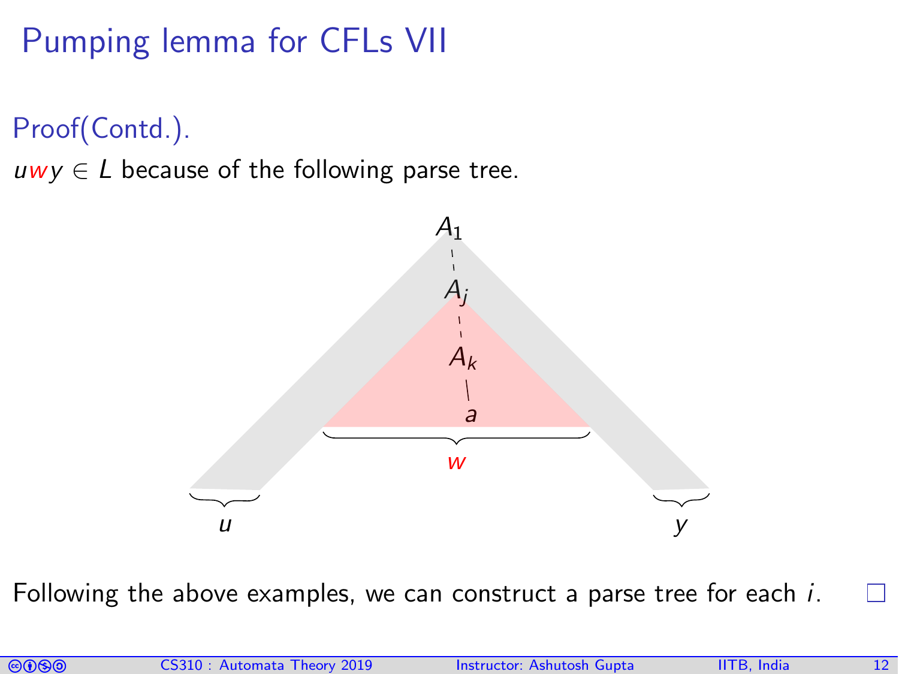# Pumping lemma for CFLs VII

Proof(Contd.).

$uwy \in L$ because of the following parse tree.

$A_1$

$A_j$

$A_k$

$a$

$w$

$u$ $y$

Following the above examples, we can construct a parse tree for each $i$. □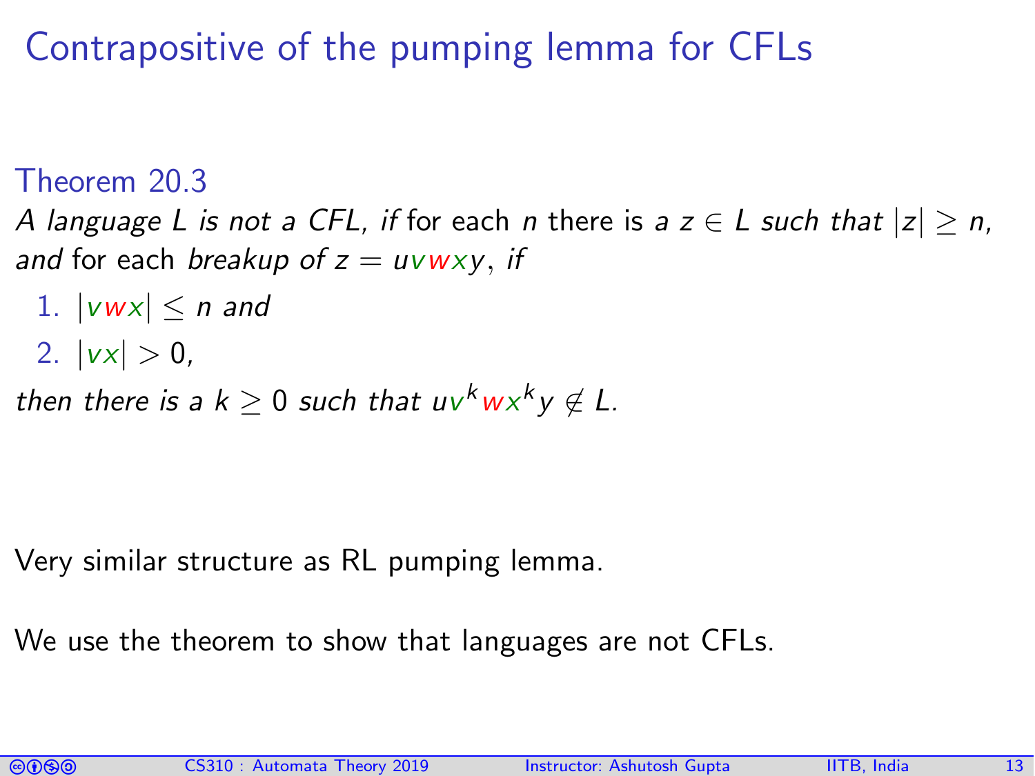# Contrapositive of the pumping lemma for CFLs

**Theorem 20.3**

*A language $L$ is not a CFL, if* for each $n$ there is *a* $z \in L$ *such that* $|z| \geq n$, *and* for each *breakup of* $z = uvwxy$, *if*

1. $|vwx| \leq n$ *and*
2. $|vx| > 0$,

*then there is a* $k \geq 0$ *such that* $uv^kwx^ky \notin L$.

Very similar structure as RL pumping lemma.

We use the theorem to show that languages are not CFLs.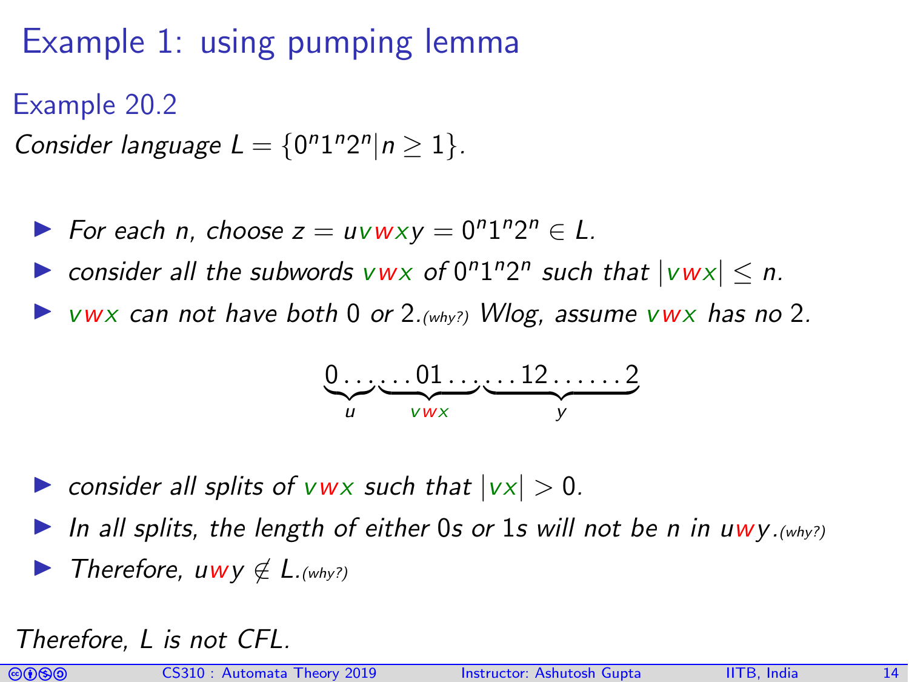# Example 1: using pumping lemma

## Example 20.2

*Consider language $L = \{0^n 1^n 2^n | n \geq 1\}$.*

- *For each n, choose $z = uvwxy = 0^n 1^n 2^n \in L$.*
- *consider all the subwords $vwx$ of $0^n 1^n 2^n$ such that $|vwx| \leq n$.*
- *$vwx$ can not have both 0 or 2.(why?) Wlog, assume $vwx$ has no 2.*

$$\underbrace{0\ldots}_{u}\underbrace{\ldots 01\ldots}_{vwx}\underbrace{\ldots 12\ldots\ldots 2}_{y}$$

- *consider all splits of $vwx$ such that $|vx| > 0$.*
- *In all splits, the length of either 0s or 1s will not be n in $uwy$.(why?)*
- *Therefore, $uwy \notin L$.(why?)*

*Therefore, L is not CFL.*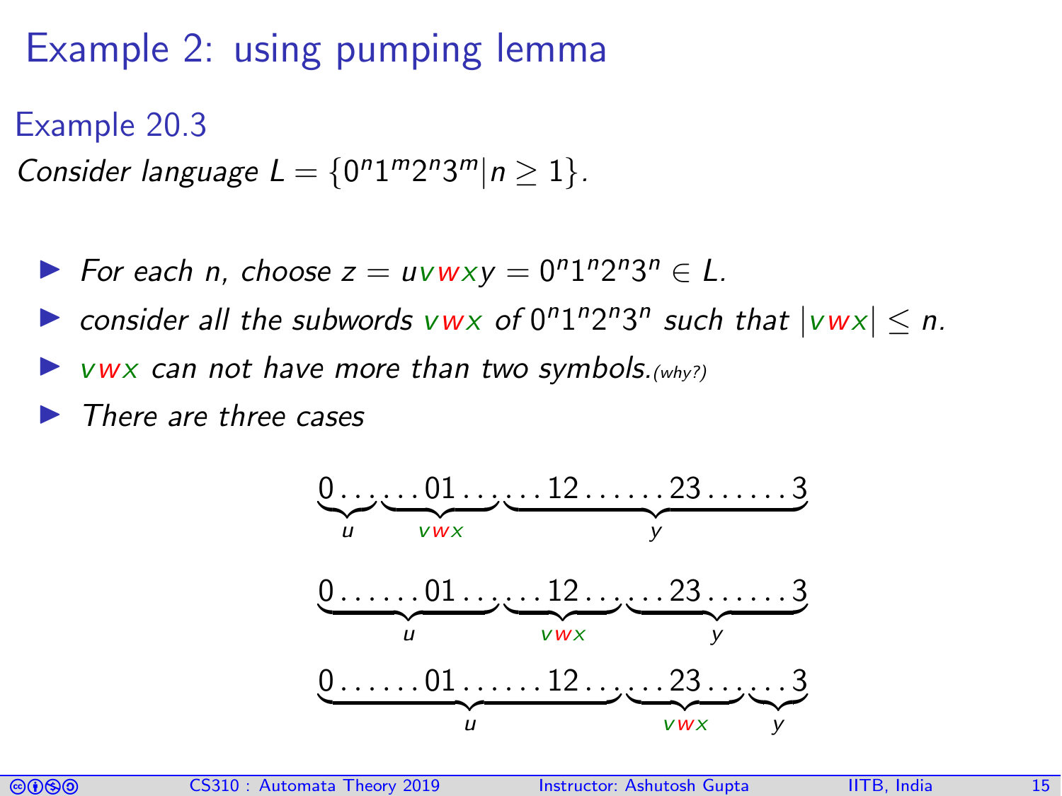# Example 2: using pumping lemma

### Example 20.3

*Consider language* $L = \{0^n1^m2^n3^m | n \geq 1\}$.

- *For each* $n$*, choose* $z = uvwxy = 0^n1^n2^n3^n \in L$.
- *consider all the subwords* $vwx$ *of* $0^n1^n2^n3^n$ *such that* $|vwx| \leq n$.
- $vwx$ *can not have more than two symbols.*(why?)
- *There are three cases*

$$\underbrace{0\ldots}_{u}\underbrace{\ldots01\ldots}_{vwx}\underbrace{\ldots12\ldots\ldots23\ldots\ldots3}_{y}$$

$$\underbrace{0\ldots\ldots01\ldots}_{u}\underbrace{\ldots12\ldots}_{vwx}\underbrace{\ldots23\ldots\ldots3}_{y}$$

$$\underbrace{0\ldots\ldots01\ldots\ldots12\ldots}_{u}\underbrace{\ldots23\ldots}_{vwx}\underbrace{\ldots3}_{y}$$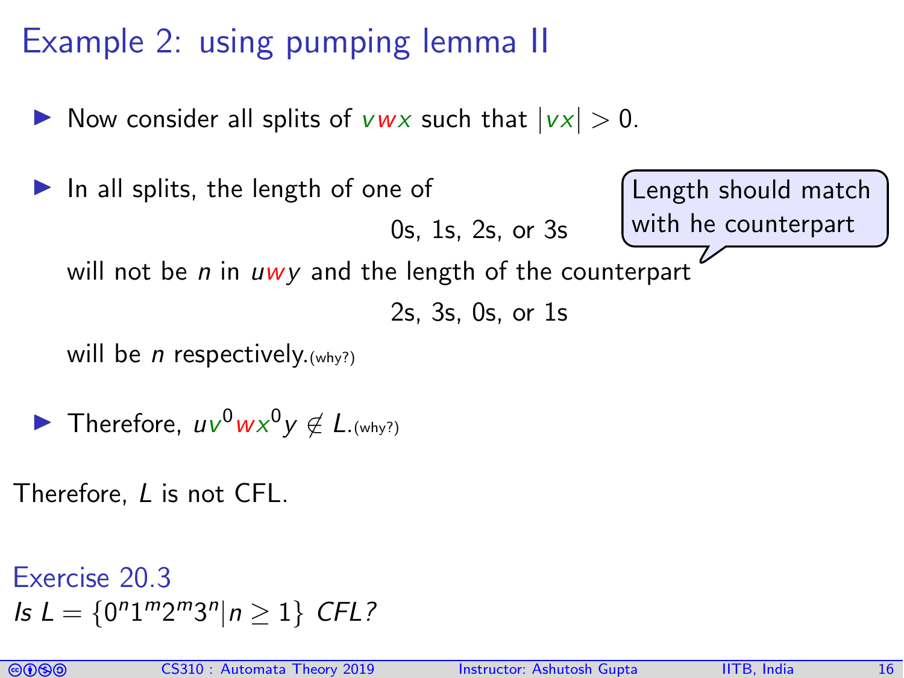# Example 2: using pumping lemma II

- Now consider all splits of $vwx$ such that $|vx| > 0$.
- In all splits, the length of one of

  0s, 1s, 2s, or 3s

  will not be $n$ in $uwy$ and the length of the counterpart

  2s, 3s, 0s, or 1s

  will be $n$ respectively.(why?)

  Length should match with he counterpart

- Therefore, $uv^0wx^0y \notin L$.(why?)

Therefore, $L$ is not CFL.

**Exercise 20.3**

*Is* $L = \{0^n1^m2^m3^n | n \geq 1\}$ *CFL?*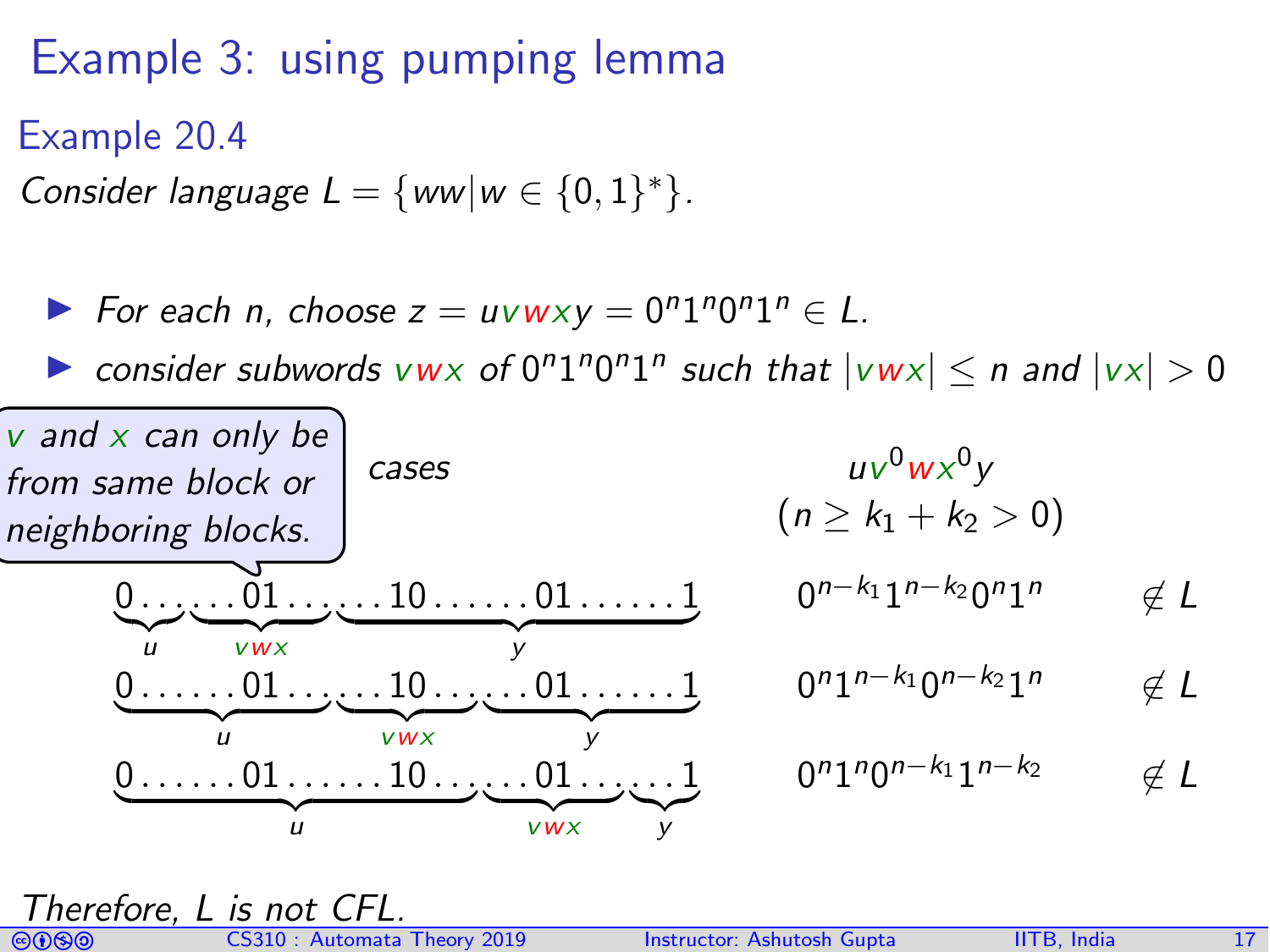# Example 3: using pumping lemma

## Example 20.4

*Consider language $L = \{ww | w \in \{0,1\}^*\}$.*

- *For each $n$, choose $z = uvwxy = 0^n1^n0^n1^n \in L$.*
- *consider subwords $vwx$ of $0^n1^n0^n1^n$ such that $|vwx| \leq n$ and $|vx| > 0$*

*$v$ and $x$ can only be from same block or neighboring blocks.*

| cases | $uv^0wx^0y$ $(n \geq k_1 + k_2 > 0)$ | |
|---|---|---|
| $\underbrace{0\ldots}_{u}\underbrace{\ldots01\ldots}_{vwx}\underbrace{\ldots10\ldots\ldots01\ldots\ldots1}_{y}$ | $0^{n-k_1}1^{n-k_2}0^n1^n$ | $\not\in L$ |
| $\underbrace{0\ldots\ldots01\ldots}_{u}\underbrace{\ldots10\ldots}_{vwx}\underbrace{\ldots01\ldots\ldots1}_{y}$ | $0^n1^{n-k_1}0^{n-k_2}1^n$ | $\not\in L$ |
| $\underbrace{0\ldots\ldots01\ldots\ldots10\ldots}_{u}\underbrace{\ldots01\ldots}_{vwx}\underbrace{\ldots1}_{y}$ | $0^n1^n0^{n-k_1}1^{n-k_2}$ | $\not\in L$ |

*Therefore, $L$ is not CFL.*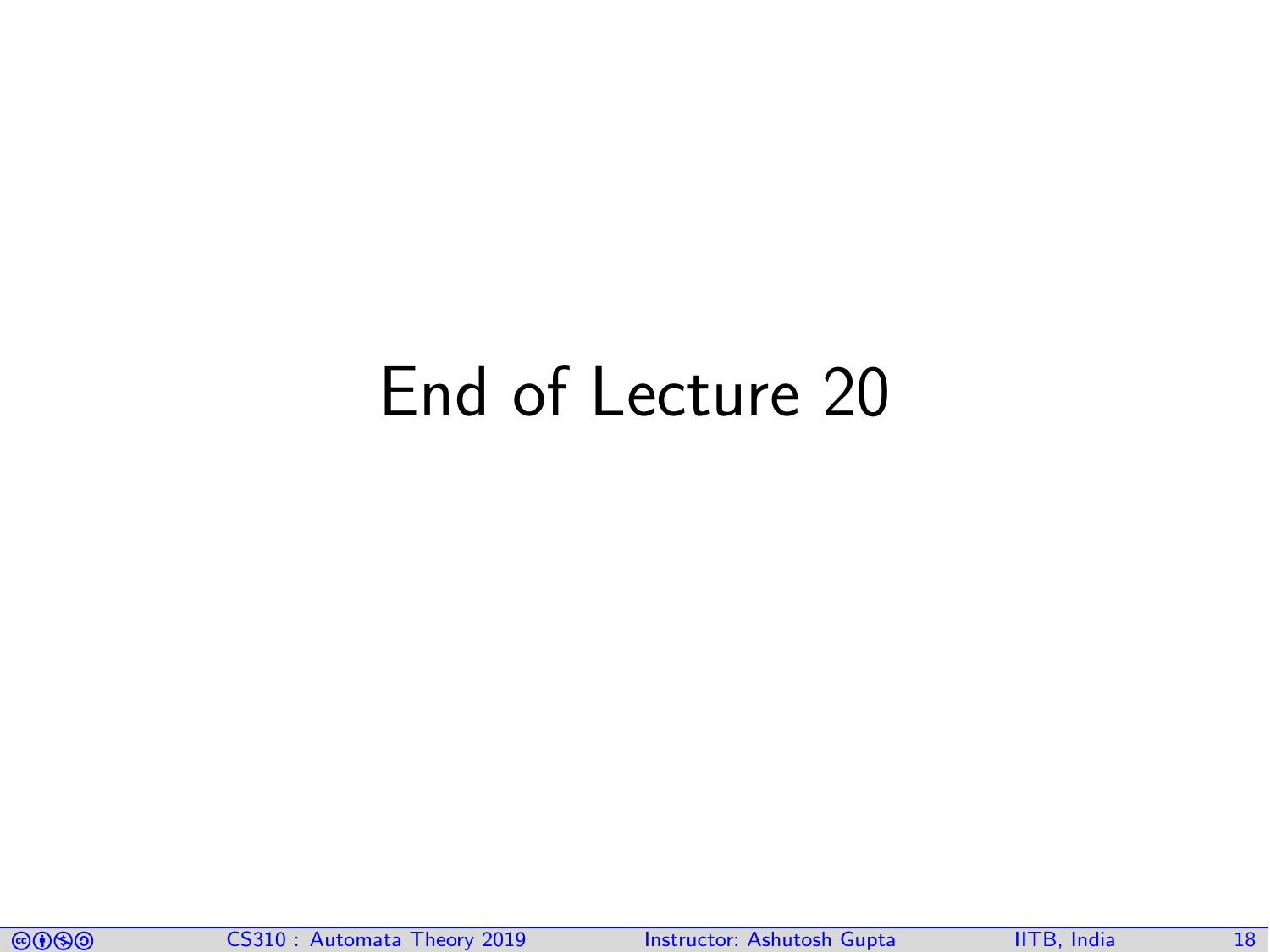# End of Lecture 20